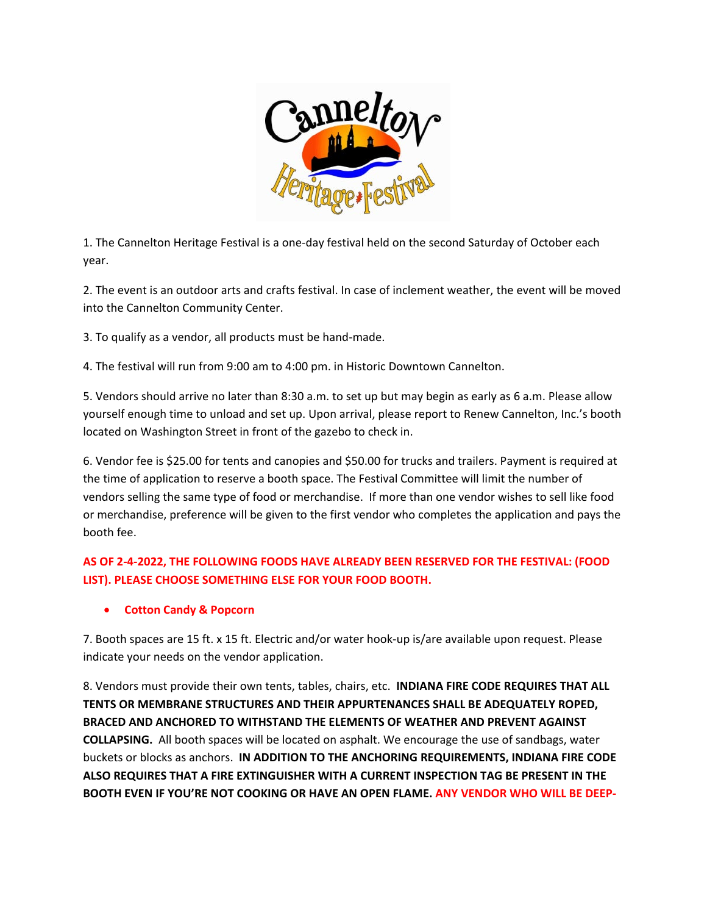1. The Cannelton Heritage Festival is a one-day festival held on the second Saturday of October each year.

2. The event is an outdoor arts and crafts festival. In case of inclement weather, the event will be moved into the Cannelton Community Center.

3. To qualify as a vendor, all products must be hand-made.

4. The festival will run from 9:00 am to 4:00 pm. in Historic Downtown Cannelton.

5. Vendors should arrive no later than 8:30 a.m. to set up but may begin as early as 6 a.m. Please allow yourself enough time to unload and set up. Upon arrival, please report to Renew Cannelton, Inc.'s booth located on Washington Street in front of the gazebo to check in.

6. Vendor fee is $25.00 for tents and canopies and $50.00 for trucks and trailers. Payment is required at the time of application to reserve a booth space. The Festival Committee will limit the number of vendors selling the same type of food or merchandise. If more than one vendor wishes to sell like food or merchandise, preference will be given to the first vendor who completes the application and pays the booth fee.

**AS OF 2-4-2022, THE FOLLOWING FOODS HAVE ALREADY BEEN RESERVED FOR THE FESTIVAL: (FOOD LIST). PLEASE CHOOSE SOMETHING ELSE FOR YOUR FOOD BOOTH.**

- **Cotton Candy & Popcorn**

7. Booth spaces are 15 ft. x 15 ft. Electric and/or water hook-up is/are available upon request. Please indicate your needs on the vendor application.

8. Vendors must provide their own tents, tables, chairs, etc. **INDIANA FIRE CODE REQUIRES THAT ALL TENTS OR MEMBRANE STRUCTURES AND THEIR APPURTENANCES SHALL BE ADEQUATELY ROPED, BRACED AND ANCHORED TO WITHSTAND THE ELEMENTS OF WEATHER AND PREVENT AGAINST COLLAPSING.** All booth spaces will be located on asphalt. We encourage the use of sandbags, water buckets or blocks as anchors. **IN ADDITION TO THE ANCHORING REQUIREMENTS, INDIANA FIRE CODE ALSO REQUIRES THAT A FIRE EXTINGUISHER WITH A CURRENT INSPECTION TAG BE PRESENT IN THE BOOTH EVEN IF YOU'RE NOT COOKING OR HAVE AN OPEN FLAME. ANY VENDOR WHO WILL BE DEEP-**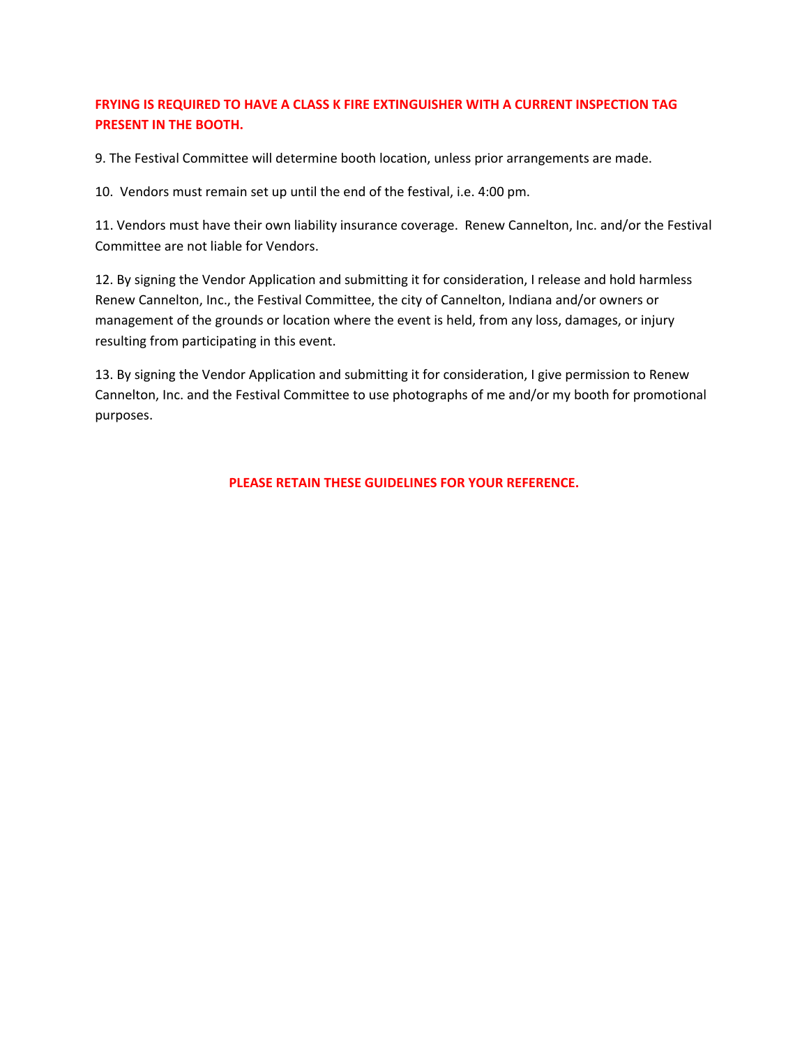**FRYING IS REQUIRED TO HAVE A CLASS K FIRE EXTINGUISHER WITH A CURRENT INSPECTION TAG PRESENT IN THE BOOTH.**

9. The Festival Committee will determine booth location, unless prior arrangements are made.

10. Vendors must remain set up until the end of the festival, i.e. 4:00 pm.

11. Vendors must have their own liability insurance coverage. Renew Cannelton, Inc. and/or the Festival Committee are not liable for Vendors.

12. By signing the Vendor Application and submitting it for consideration, I release and hold harmless Renew Cannelton, Inc., the Festival Committee, the city of Cannelton, Indiana and/or owners or management of the grounds or location where the event is held, from any loss, damages, or injury resulting from participating in this event.

13. By signing the Vendor Application and submitting it for consideration, I give permission to Renew Cannelton, Inc. and the Festival Committee to use photographs of me and/or my booth for promotional purposes.

**PLEASE RETAIN THESE GUIDELINES FOR YOUR REFERENCE.**